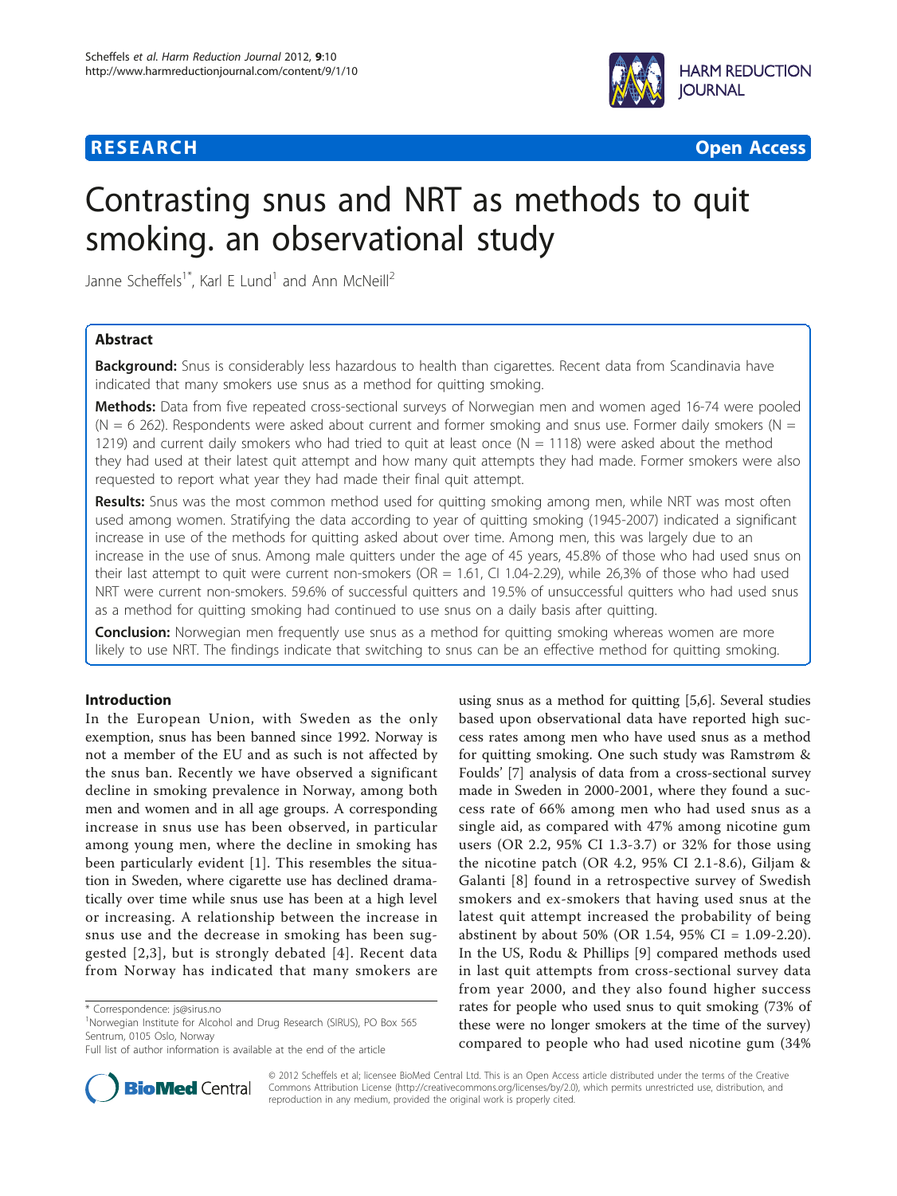**RESEARCH** **Open Access**

# Contrasting snus and NRT as methods to quit smoking. an observational study

Janne Scheffels[1*], Karl E Lund[1] and Ann McNeill[2]

## Abstract

**Background:** Snus is considerably less hazardous to health than cigarettes. Recent data from Scandinavia have indicated that many smokers use snus as a method for quitting smoking.

**Methods:** Data from five repeated cross-sectional surveys of Norwegian men and women aged 16-74 were pooled (N = 6 262). Respondents were asked about current and former smoking and snus use. Former daily smokers (N = 1219) and current daily smokers who had tried to quit at least once (N = 1118) were asked about the method they had used at their latest quit attempt and how many quit attempts they had made. Former smokers were also requested to report what year they had made their final quit attempt.

**Results:** Snus was the most common method used for quitting smoking among men, while NRT was most often used among women. Stratifying the data according to year of quitting smoking (1945-2007) indicated a significant increase in use of the methods for quitting asked about over time. Among men, this was largely due to an increase in the use of snus. Among male quitters under the age of 45 years, 45.8% of those who had used snus on their last attempt to quit were current non-smokers (OR = 1.61, CI 1.04-2.29), while 26,3% of those who had used NRT were current non-smokers. 59.6% of successful quitters and 19.5% of unsuccessful quitters who had used snus as a method for quitting smoking had continued to use snus on a daily basis after quitting.

**Conclusion:** Norwegian men frequently use snus as a method for quitting smoking whereas women are more likely to use NRT. The findings indicate that switching to snus can be an effective method for quitting smoking.

## Introduction

In the European Union, with Sweden as the only exemption, snus has been banned since 1992. Norway is not a member of the EU and as such is not affected by the snus ban. Recently we have observed a significant decline in smoking prevalence in Norway, among both men and women and in all age groups. A corresponding increase in snus use has been observed, in particular among young men, where the decline in smoking has been particularly evident [1]. This resembles the situation in Sweden, where cigarette use has declined dramatically over time while snus use has been at a high level or increasing. A relationship between the increase in snus use and the decrease in smoking has been suggested [2,3], but is strongly debated [4]. Recent data from Norway has indicated that many smokers are using snus as a method for quitting [5,6]. Several studies based upon observational data have reported high success rates among men who have used snus as a method for quitting smoking. One such study was Ramstrøm & Foulds' [7] analysis of data from a cross-sectional survey made in Sweden in 2000-2001, where they found a success rate of 66% among men who had used snus as a single aid, as compared with 47% among nicotine gum users (OR 2.2, 95% CI 1.3-3.7) or 32% for those using the nicotine patch (OR 4.2, 95% CI 2.1-8.6), Giljam & Galanti [8] found in a retrospective survey of Swedish smokers and ex-smokers that having used snus at the latest quit attempt increased the probability of being abstinent by about 50% (OR 1.54, 95% CI = 1.09-2.20). In the US, Rodu & Phillips [9] compared methods used in last quit attempts from cross-sectional survey data from year 2000, and they also found higher success rates for people who used snus to quit smoking (73% of these were no longer smokers at the time of the survey) compared to people who had used nicotine gum (34%

\* Correspondence: js@sirus.no
[1]Norwegian Institute for Alcohol and Drug Research (SIRUS), PO Box 565 Sentrum, 0105 Oslo, Norway
Full list of author information is available at the end of the article

© 2012 Scheffels et al; licensee BioMed Central Ltd. This is an Open Access article distributed under the terms of the Creative Commons Attribution License (http://creativecommons.org/licenses/by/2.0), which permits unrestricted use, distribution, and reproduction in any medium, provided the original work is properly cited.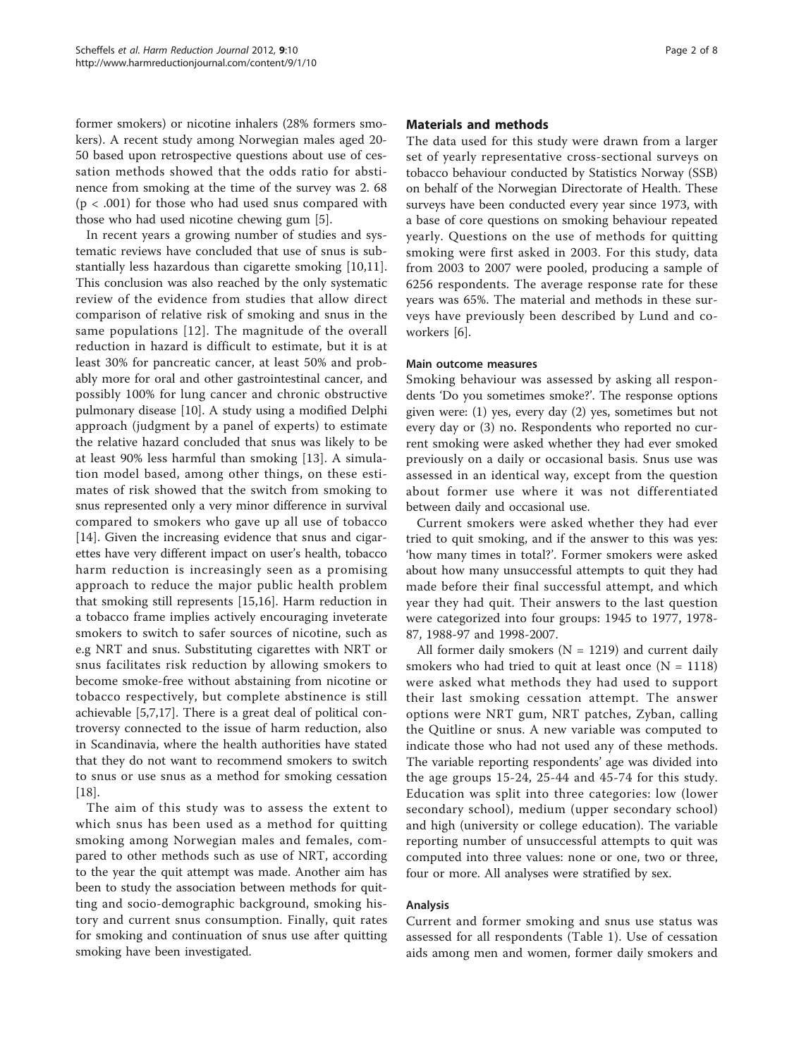former smokers) or nicotine inhalers (28% formers smokers). A recent study among Norwegian males aged 20-50 based upon retrospective questions about use of cessation methods showed that the odds ratio for abstinence from smoking at the time of the survey was 2. 68 ($p < .001$) for those who had used snus compared with those who had used nicotine chewing gum [5].

In recent years a growing number of studies and systematic reviews have concluded that use of snus is substantially less hazardous than cigarette smoking [10,11]. This conclusion was also reached by the only systematic review of the evidence from studies that allow direct comparison of relative risk of smoking and snus in the same populations [12]. The magnitude of the overall reduction in hazard is difficult to estimate, but it is at least 30% for pancreatic cancer, at least 50% and probably more for oral and other gastrointestinal cancer, and possibly 100% for lung cancer and chronic obstructive pulmonary disease [10]. A study using a modified Delphi approach (judgment by a panel of experts) to estimate the relative hazard concluded that snus was likely to be at least 90% less harmful than smoking [13]. A simulation model based, among other things, on these estimates of risk showed that the switch from smoking to snus represented only a very minor difference in survival compared to smokers who gave up all use of tobacco [14]. Given the increasing evidence that snus and cigarettes have very different impact on user's health, tobacco harm reduction is increasingly seen as a promising approach to reduce the major public health problem that smoking still represents [15,16]. Harm reduction in a tobacco frame implies actively encouraging inveterate smokers to switch to safer sources of nicotine, such as e.g NRT and snus. Substituting cigarettes with NRT or snus facilitates risk reduction by allowing smokers to become smoke-free without abstaining from nicotine or tobacco respectively, but complete abstinence is still achievable [5,7,17]. There is a great deal of political controversy connected to the issue of harm reduction, also in Scandinavia, where the health authorities have stated that they do not want to recommend smokers to switch to snus or use snus as a method for smoking cessation [18].

The aim of this study was to assess the extent to which snus has been used as a method for quitting smoking among Norwegian males and females, compared to other methods such as use of NRT, according to the year the quit attempt was made. Another aim has been to study the association between methods for quitting and socio-demographic background, smoking history and current snus consumption. Finally, quit rates for smoking and continuation of snus use after quitting smoking have been investigated.

## Materials and methods

The data used for this study were drawn from a larger set of yearly representative cross-sectional surveys on tobacco behaviour conducted by Statistics Norway (SSB) on behalf of the Norwegian Directorate of Health. These surveys have been conducted every year since 1973, with a base of core questions on smoking behaviour repeated yearly. Questions on the use of methods for quitting smoking were first asked in 2003. For this study, data from 2003 to 2007 were pooled, producing a sample of 6256 respondents. The average response rate for these years was 65%. The material and methods in these surveys have previously been described by Lund and coworkers [6].

### Main outcome measures

Smoking behaviour was assessed by asking all respondents 'Do you sometimes smoke?'. The response options given were: (1) yes, every day (2) yes, sometimes but not every day or (3) no. Respondents who reported no current smoking were asked whether they had ever smoked previously on a daily or occasional basis. Snus use was assessed in an identical way, except from the question about former use where it was not differentiated between daily and occasional use.

Current smokers were asked whether they had ever tried to quit smoking, and if the answer to this was yes: 'how many times in total?'. Former smokers were asked about how many unsuccessful attempts to quit they had made before their final successful attempt, and which year they had quit. Their answers to the last question were categorized into four groups: 1945 to 1977, 1978-87, 1988-97 and 1998-2007.

All former daily smokers (N = 1219) and current daily smokers who had tried to quit at least once (N = 1118) were asked what methods they had used to support their last smoking cessation attempt. The answer options were NRT gum, NRT patches, Zyban, calling the Quitline or snus. A new variable was computed to indicate those who had not used any of these methods. The variable reporting respondents' age was divided into the age groups 15-24, 25-44 and 45-74 for this study. Education was split into three categories: low (lower secondary school), medium (upper secondary school) and high (university or college education). The variable reporting number of unsuccessful attempts to quit was computed into three values: none or one, two or three, four or more. All analyses were stratified by sex.

### Analysis

Current and former smoking and snus use status was assessed for all respondents (Table 1). Use of cessation aids among men and women, former daily smokers and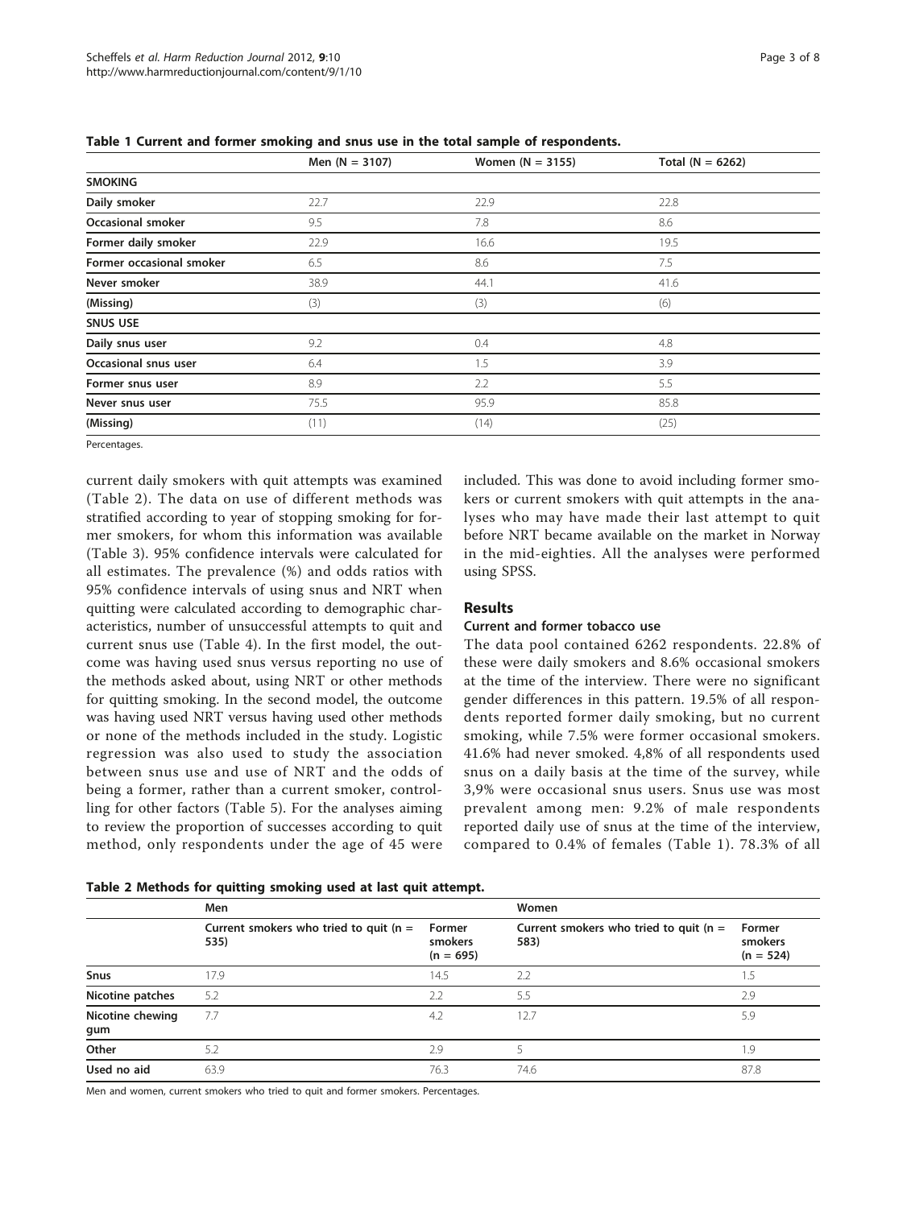**Table 1 Current and former smoking and snus use in the total sample of respondents.**

| | Men (N = 3107) | Women (N = 3155) | Total (N = 6262) |
|---|---|---|---|
| **SMOKING** | | | |
| **Daily smoker** | 22.7 | 22.9 | 22.8 |
| **Occasional smoker** | 9.5 | 7.8 | 8.6 |
| **Former daily smoker** | 22.9 | 16.6 | 19.5 |
| **Former occasional smoker** | 6.5 | 8.6 | 7.5 |
| **Never smoker** | 38.9 | 44.1 | 41.6 |
| **(Missing)** | (3) | (3) | (6) |
| **SNUS USE** | | | |
| **Daily snus user** | 9.2 | 0.4 | 4.8 |
| **Occasional snus user** | 6.4 | 1.5 | 3.9 |
| **Former snus user** | 8.9 | 2.2 | 5.5 |
| **Never snus user** | 75.5 | 95.9 | 85.8 |
| **(Missing)** | (11) | (14) | (25) |

Percentages.

current daily smokers with quit attempts was examined (Table 2). The data on use of different methods was stratified according to year of stopping smoking for former smokers, for whom this information was available (Table 3). 95% confidence intervals were calculated for all estimates. The prevalence (%) and odds ratios with 95% confidence intervals of using snus and NRT when quitting were calculated according to demographic characteristics, number of unsuccessful attempts to quit and current snus use (Table 4). In the first model, the outcome was having used snus versus reporting no use of the methods asked about, using NRT or other methods for quitting smoking. In the second model, the outcome was having used NRT versus having used other methods or none of the methods included in the study. Logistic regression was also used to study the association between snus use and use of NRT and the odds of being a former, rather than a current smoker, controlling for other factors (Table 5). For the analyses aiming to review the proportion of successes according to quit method, only respondents under the age of 45 were included. This was done to avoid including former smokers or current smokers with quit attempts in the analyses who may have made their last attempt to quit before NRT became available on the market in Norway in the mid-eighties. All the analyses were performed using SPSS.

## Results

### Current and former tobacco use

The data pool contained 6262 respondents. 22.8% of these were daily smokers and 8.6% occasional smokers at the time of the interview. There were no significant gender differences in this pattern. 19.5% of all respondents reported former daily smoking, but no current smoking, while 7.5% were former occasional smokers. 41.6% had never smoked. 4,8% of all respondents used snus on a daily basis at the time of the survey, while 3,9% were occasional snus users. Snus use was most prevalent among men: 9.2% of male respondents reported daily use of snus at the time of the interview, compared to 0.4% of females (Table 1). 78.3% of all

**Table 2 Methods for quitting smoking used at last quit attempt.**

| | Men | | Women | |
|---|---|---|---|---|
| | Current smokers who tried to quit (n = 535) | Former smokers (n = 695) | Current smokers who tried to quit (n = 583) | Former smokers (n = 524) |
| **Snus** | 17.9 | 14.5 | 2.2 | 1.5 |
| **Nicotine patches** | 5.2 | 2.2 | 5.5 | 2.9 |
| **Nicotine chewing gum** | 7.7 | 4.2 | 12.7 | 5.9 |
| **Other** | 5.2 | 2.9 | 5 | 1.9 |
| **Used no aid** | 63.9 | 76.3 | 74.6 | 87.8 |

Men and women, current smokers who tried to quit and former smokers. Percentages.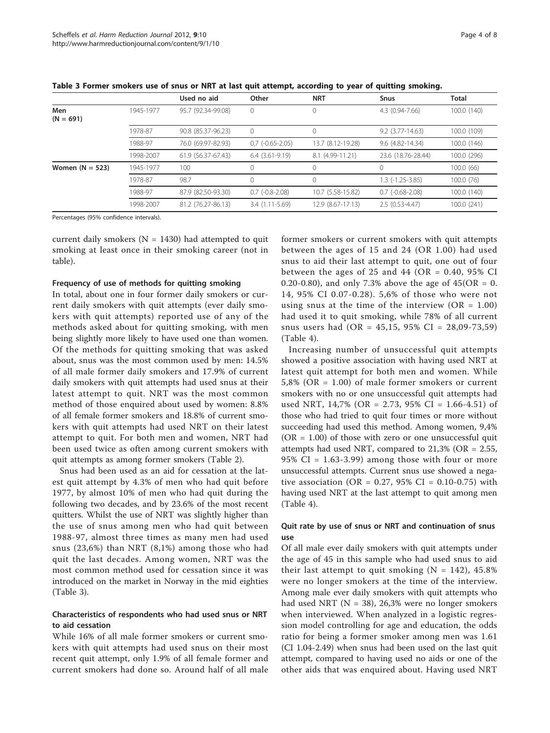**Table 3 Former smokers use of snus or NRT at last quit attempt, according to year of quitting smoking.**

| | | Used no aid | Other | NRT | Snus | Total |
|---|---|---|---|---|---|---|
| **Men (N = 691)** | 1945-1977 | 95.7 (92.34-99.08) | 0 | 0 | 4.3 (0.94-7.66) | 100.0 (140) |
| | 1978-87 | 90.8 (85.37-96.23) | 0 | 0 | 9.2 (3.77-14.63) | 100.0 (109) |
| | 1988-97 | 76.0 (69.97-82.93) | 0,7 (-0.65-2.05) | 13.7 (8.12-19.28) | 9.6 (4.82-14.34) | 100.0 (146) |
| | 1998-2007 | 61.9 (56.37-67.43) | 6.4 (3.61-9.19) | 8.1 (4.99-11.21) | 23.6 (18.76-28.44) | 100.0 (296) |
| **Women (N = 523)** | 1945-1977 | 100 | 0 | 0 | 0 | 100.0 (66) |
| | 1978-87 | 98.7 | 0 | 0 | 1.3 (-1.25-3.85) | 100.0 (76) |
| | 1988-97 | 87.9 (82.50-93.30) | 0.7 (-0.8-2.08) | 10.7 (5.58-15.82) | 0.7 (-0.68-2.08) | 100.0 (140) |
| | 1998-2007 | 81.2 (76.27-86.13) | 3.4 (1.11-5.69) | 12.9 (8.67-17.13) | 2.5 (0.53-4.47) | 100.0 (241) |

Percentages (95% confidence intervals).

current daily smokers (N = 1430) had attempted to quit smoking at least once in their smoking career (not in table).

### Frequency of use of methods for quitting smoking

In total, about one in four former daily smokers or current daily smokers with quit attempts (ever daily smokers with quit attempts) reported use of any of the methods asked about for quitting smoking, with men being slightly more likely to have used one than women. Of the methods for quitting smoking that was asked about, snus was the most common used by men: 14.5% of all male former daily smokers and 17.9% of current daily smokers with quit attempts had used snus at their latest attempt to quit. NRT was the most common method of those enquired about used by women: 8.8% of all female former smokers and 18.8% of current smokers with quit attempts had used NRT on their latest attempt to quit. For both men and women, NRT had been used twice as often among current smokers with quit attempts as among former smokers (Table 2).

Snus had been used as an aid for cessation at the latest quit attempt by 4.3% of men who had quit before 1977, by almost 10% of men who had quit during the following two decades, and by 23.6% of the most recent quitters. Whilst the use of NRT was slightly higher than the use of snus among men who had quit between 1988-97, almost three times as many men had used snus (23,6%) than NRT (8,1%) among those who had quit the last decades. Among women, NRT was the most common method used for cessation since it was introduced on the market in Norway in the mid eighties (Table 3).

### Characteristics of respondents who had used snus or NRT to aid cessation

While 16% of all male former smokers or current smokers with quit attempts had used snus on their most recent quit attempt, only 1.9% of all female former and current smokers had done so. Around half of all male former smokers or current smokers with quit attempts between the ages of 15 and 24 (OR 1.00) had used snus to aid their last attempt to quit, one out of four between the ages of 25 and 44 (OR = 0.40, 95% CI 0.20-0.80), and only 7.3% above the age of 45(OR = 0. 14, 95% CI 0.07-0.28). 5,6% of those who were not using snus at the time of the interview (OR = 1.00) had used it to quit smoking, while 78% of all current snus users had (OR = 45,15, 95% CI = 28,09-73,59) (Table 4).

Increasing number of unsuccessful quit attempts showed a positive association with having used NRT at latest quit attempt for both men and women. While 5,8% (OR = 1.00) of male former smokers or current smokers with no or one unsuccessful quit attempts had used NRT, 14,7% (OR = 2.73, 95% CI = 1.66-4.51) of those who had tried to quit four times or more without succeeding had used this method. Among women, 9,4% (OR = 1.00) of those with zero or one unsuccessful quit attempts had used NRT, compared to 21,3% (OR = 2.55, 95% CI = 1.63-3.99) among those with four or more unsuccessful attempts. Current snus use showed a negative association (OR = 0.27, 95% CI = 0.10-0.75) with having used NRT at the last attempt to quit among men (Table 4).

### Quit rate by use of snus or NRT and continuation of snus use

Of all male ever daily smokers with quit attempts under the age of 45 in this sample who had used snus to aid their last attempt to quit smoking (N = 142), 45.8% were no longer smokers at the time of the interview. Among male ever daily smokers with quit attempts who had used NRT (N = 38), 26,3% were no longer smokers when interviewed. When analyzed in a logistic regression model controlling for age and education, the odds ratio for being a former smoker among men was 1.61 (CI 1.04-2.49) when snus had been used on the last quit attempt, compared to having used no aids or one of the other aids that was enquired about. Having used NRT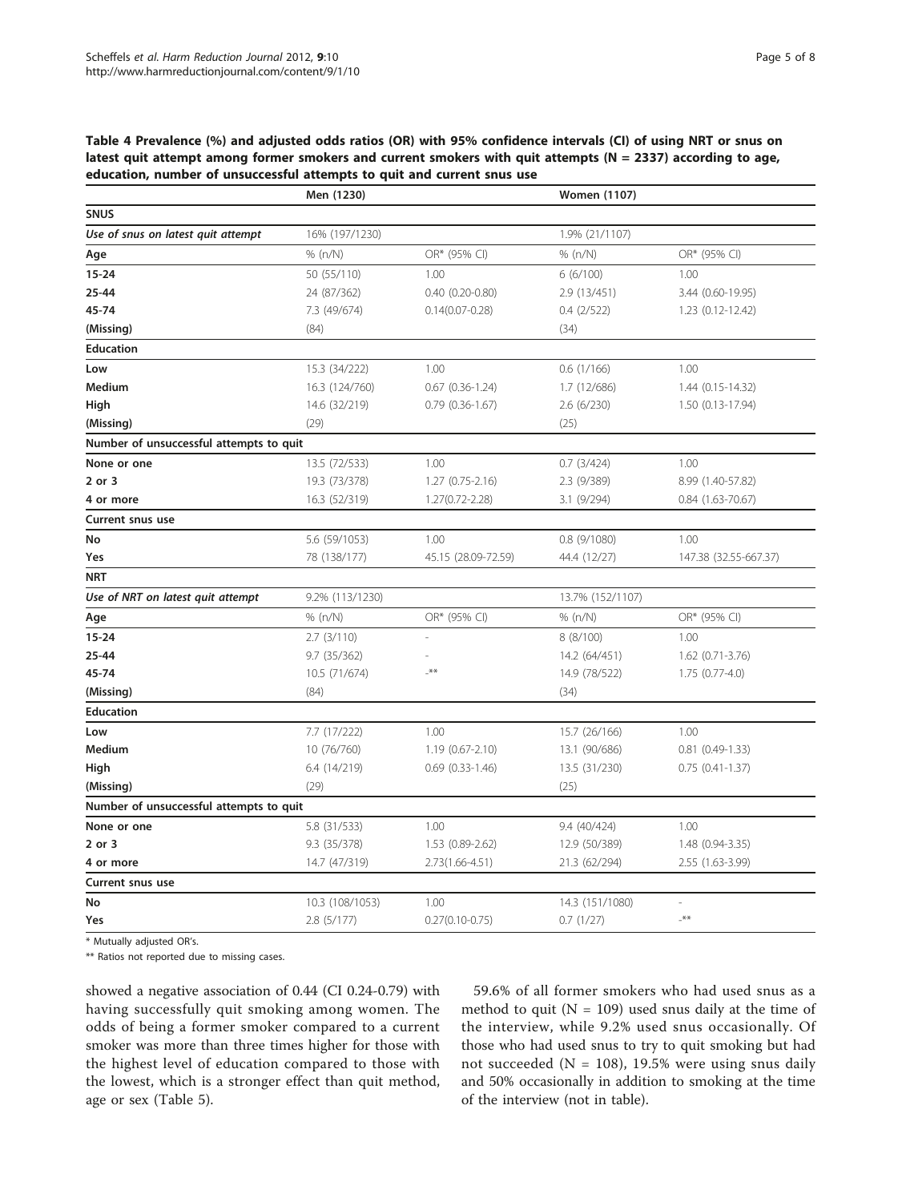**Table 4 Prevalence (%) and adjusted odds ratios (OR) with 95% confidence intervals (CI) of using NRT or snus on latest quit attempt among former smokers and current smokers with quit attempts (N = 2337) according to age, education, number of unsuccessful attempts to quit and current snus use**

| | Men (1230) | | Women (1107) | |
|---|---|---|---|---|
| **SNUS** | | | | |
| *Use of snus on latest quit attempt* | 16% (197/1230) | | 1.9% (21/1107) | |
| **Age** | % (n/N) | OR* (95% CI) | % (n/N) | OR* (95% CI) |
| **15-24** | 50 (55/110) | 1.00 | 6 (6/100) | 1.00 |
| **25-44** | 24 (87/362) | 0.40 (0.20-0.80) | 2.9 (13/451) | 3.44 (0.60-19.95) |
| **45-74** | 7.3 (49/674) | 0.14(0.07-0.28) | 0.4 (2/522) | 1.23 (0.12-12.42) |
| **(Missing)** | (84) | | (34) | |
| **Education** | | | | |
| **Low** | 15.3 (34/222) | 1.00 | 0.6 (1/166) | 1.00 |
| **Medium** | 16.3 (124/760) | 0.67 (0.36-1.24) | 1.7 (12/686) | 1.44 (0.15-14.32) |
| **High** | 14.6 (32/219) | 0.79 (0.36-1.67) | 2.6 (6/230) | 1.50 (0.13-17.94) |
| **(Missing)** | (29) | | (25) | |
| **Number of unsuccessful attempts to quit** | | | | |
| **None or one** | 13.5 (72/533) | 1.00 | 0.7 (3/424) | 1.00 |
| **2 or 3** | 19.3 (73/378) | 1.27 (0.75-2.16) | 2.3 (9/389) | 8.99 (1.40-57.82) |
| **4 or more** | 16.3 (52/319) | 1.27(0.72-2.28) | 3.1 (9/294) | 0.84 (1.63-70.67) |
| **Current snus use** | | | | |
| **No** | 5.6 (59/1053) | 1.00 | 0.8 (9/1080) | 1.00 |
| **Yes** | 78 (138/177) | 45.15 (28.09-72.59) | 44.4 (12/27) | 147.38 (32.55-667.37) |
| **NRT** | | | | |
| *Use of NRT on latest quit attempt* | 9.2% (113/1230) | | 13.7% (152/1107) | |
| **Age** | % (n/N) | OR* (95% CI) | % (n/N) | OR* (95% CI) |
| **15-24** | 2.7 (3/110) | - | 8 (8/100) | 1.00 |
| **25-44** | 9.7 (35/362) | - | 14.2 (64/451) | 1.62 (0.71-3.76) |
| **45-74** | 10.5 (71/674) | -** | 14.9 (78/522) | 1.75 (0.77-4.0) |
| **(Missing)** | (84) | | (34) | |
| **Education** | | | | |
| **Low** | 7.7 (17/222) | 1.00 | 15.7 (26/166) | 1.00 |
| **Medium** | 10 (76/760) | 1.19 (0.67-2.10) | 13.1 (90/686) | 0.81 (0.49-1.33) |
| **High** | 6.4 (14/219) | 0.69 (0.33-1.46) | 13.5 (31/230) | 0.75 (0.41-1.37) |
| **(Missing)** | (29) | | (25) | |
| **Number of unsuccessful attempts to quit** | | | | |
| **None or one** | 5.8 (31/533) | 1.00 | 9.4 (40/424) | 1.00 |
| **2 or 3** | 9.3 (35/378) | 1.53 (0.89-2.62) | 12.9 (50/389) | 1.48 (0.94-3.35) |
| **4 or more** | 14.7 (47/319) | 2.73(1.66-4.51) | 21.3 (62/294) | 2.55 (1.63-3.99) |
| **Current snus use** | | | | |
| **No** | 10.3 (108/1053) | 1.00 | 14.3 (151/1080) | - |
| **Yes** | 2.8 (5/177) | 0.27(0.10-0.75) | 0.7 (1/27) | -** |

\* Mutually adjusted OR's.

\*\* Ratios not reported due to missing cases.

showed a negative association of 0.44 (CI 0.24-0.79) with having successfully quit smoking among women. The odds of being a former smoker compared to a current smoker was more than three times higher for those with the highest level of education compared to those with the lowest, which is a stronger effect than quit method, age or sex (Table 5).

59.6% of all former smokers who had used snus as a method to quit (N = 109) used snus daily at the time of the interview, while 9.2% used snus occasionally. Of those who had used snus to try to quit smoking but had not succeeded (N = 108), 19.5% were using snus daily and 50% occasionally in addition to smoking at the time of the interview (not in table).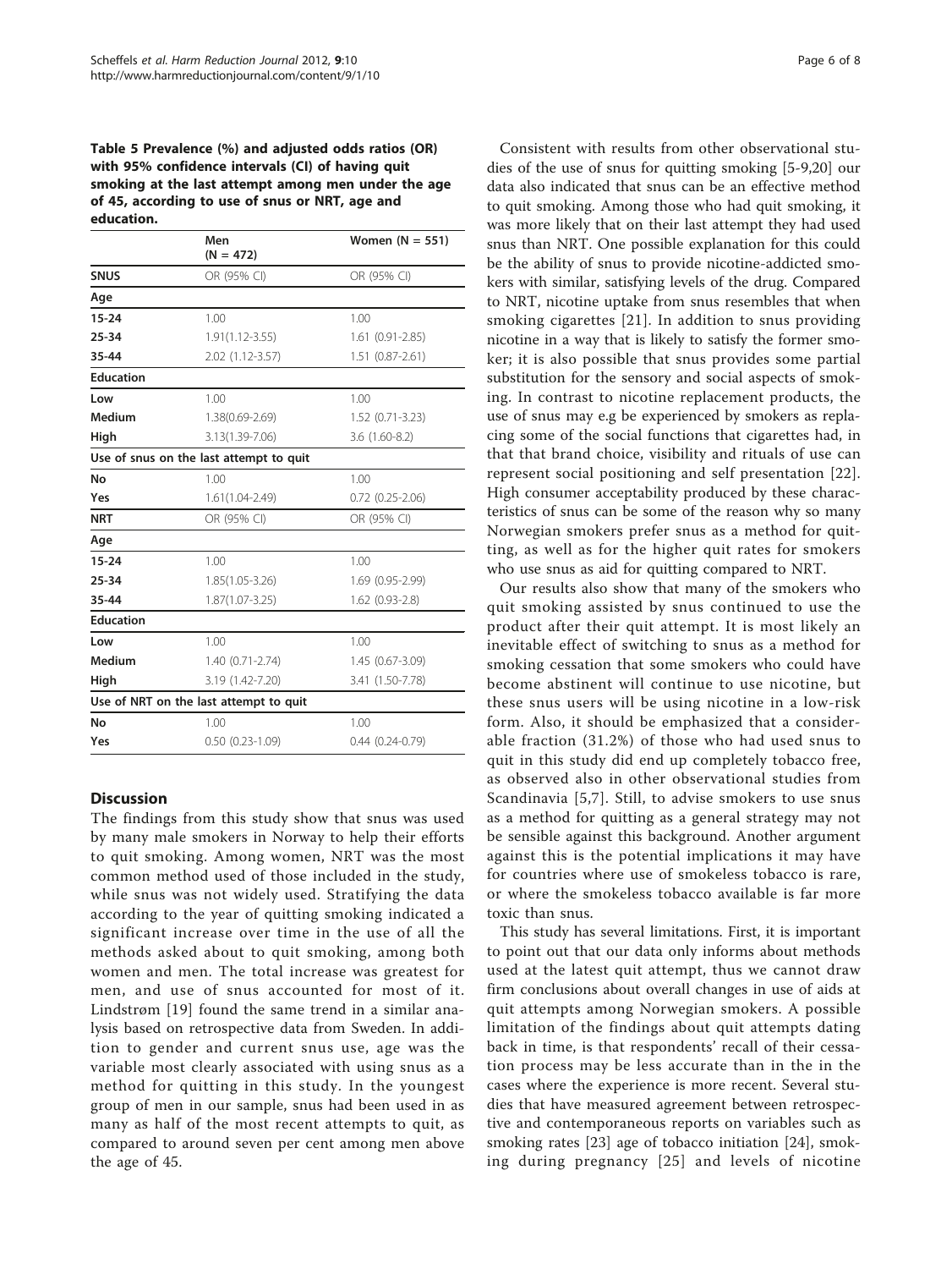**Table 5 Prevalence (%) and adjusted odds ratios (OR) with 95% confidence intervals (CI) of having quit smoking at the last attempt among men under the age of 45, according to use of snus or NRT, age and education.**

| | Men (N = 472) | Women (N = 551) |
|---|---|---|
| **SNUS** | OR (95% CI) | OR (95% CI) |
| **Age** | | |
| **15-24** | 1.00 | 1.00 |
| **25-34** | 1.91(1.12-3.55) | 1.61 (0.91-2.85) |
| **35-44** | 2.02 (1.12-3.57) | 1.51 (0.87-2.61) |
| **Education** | | |
| **Low** | 1.00 | 1.00 |
| **Medium** | 1.38(0.69-2.69) | 1.52 (0.71-3.23) |
| **High** | 3.13(1.39-7.06) | 3.6 (1.60-8.2) |
| **Use of snus on the last attempt to quit** | | |
| **No** | 1.00 | 1.00 |
| **Yes** | 1.61(1.04-2.49) | 0.72 (0.25-2.06) |
| **NRT** | OR (95% CI) | OR (95% CI) |
| **Age** | | |
| **15-24** | 1.00 | 1.00 |
| **25-34** | 1.85(1.05-3.26) | 1.69 (0.95-2.99) |
| **35-44** | 1.87(1.07-3.25) | 1.62 (0.93-2.8) |
| **Education** | | |
| **Low** | 1.00 | 1.00 |
| **Medium** | 1.40 (0.71-2.74) | 1.45 (0.67-3.09) |
| **High** | 3.19 (1.42-7.20) | 3.41 (1.50-7.78) |
| **Use of NRT on the last attempt to quit** | | |
| **No** | 1.00 | 1.00 |
| **Yes** | 0.50 (0.23-1.09) | 0.44 (0.24-0.79) |

## Discussion

The findings from this study show that snus was used by many male smokers in Norway to help their efforts to quit smoking. Among women, NRT was the most common method used of those included in the study, while snus was not widely used. Stratifying the data according to the year of quitting smoking indicated a significant increase over time in the use of all the methods asked about to quit smoking, among both women and men. The total increase was greatest for men, and use of snus accounted for most of it. Lindstrøm [19] found the same trend in a similar analysis based on retrospective data from Sweden. In addition to gender and current snus use, age was the variable most clearly associated with using snus as a method for quitting in this study. In the youngest group of men in our sample, snus had been used in as many as half of the most recent attempts to quit, as compared to around seven per cent among men above the age of 45.

Consistent with results from other observational studies of the use of snus for quitting smoking [5-9,20] our data also indicated that snus can be an effective method to quit smoking. Among those who had quit smoking, it was more likely that on their last attempt they had used snus than NRT. One possible explanation for this could be the ability of snus to provide nicotine-addicted smokers with similar, satisfying levels of the drug. Compared to NRT, nicotine uptake from snus resembles that when smoking cigarettes [21]. In addition to snus providing nicotine in a way that is likely to satisfy the former smoker; it is also possible that snus provides some partial substitution for the sensory and social aspects of smoking. In contrast to nicotine replacement products, the use of snus may e.g be experienced by smokers as replacing some of the social functions that cigarettes had, in that that brand choice, visibility and rituals of use can represent social positioning and self presentation [22]. High consumer acceptability produced by these characteristics of snus can be some of the reason why so many Norwegian smokers prefer snus as a method for quitting, as well as for the higher quit rates for smokers who use snus as aid for quitting compared to NRT.

Our results also show that many of the smokers who quit smoking assisted by snus continued to use the product after their quit attempt. It is most likely an inevitable effect of switching to snus as a method for smoking cessation that some smokers who could have become abstinent will continue to use nicotine, but these snus users will be using nicotine in a low-risk form. Also, it should be emphasized that a considerable fraction (31.2%) of those who had used snus to quit in this study did end up completely tobacco free, as observed also in other observational studies from Scandinavia [5,7]. Still, to advise smokers to use snus as a method for quitting as a general strategy may not be sensible against this background. Another argument against this is the potential implications it may have for countries where use of smokeless tobacco is rare, or where the smokeless tobacco available is far more toxic than snus.

This study has several limitations. First, it is important to point out that our data only informs about methods used at the latest quit attempt, thus we cannot draw firm conclusions about overall changes in use of aids at quit attempts among Norwegian smokers. A possible limitation of the findings about quit attempts dating back in time, is that respondents' recall of their cessation process may be less accurate than in the in the cases where the experience is more recent. Several studies that have measured agreement between retrospective and contemporaneous reports on variables such as smoking rates [23] age of tobacco initiation [24], smoking during pregnancy [25] and levels of nicotine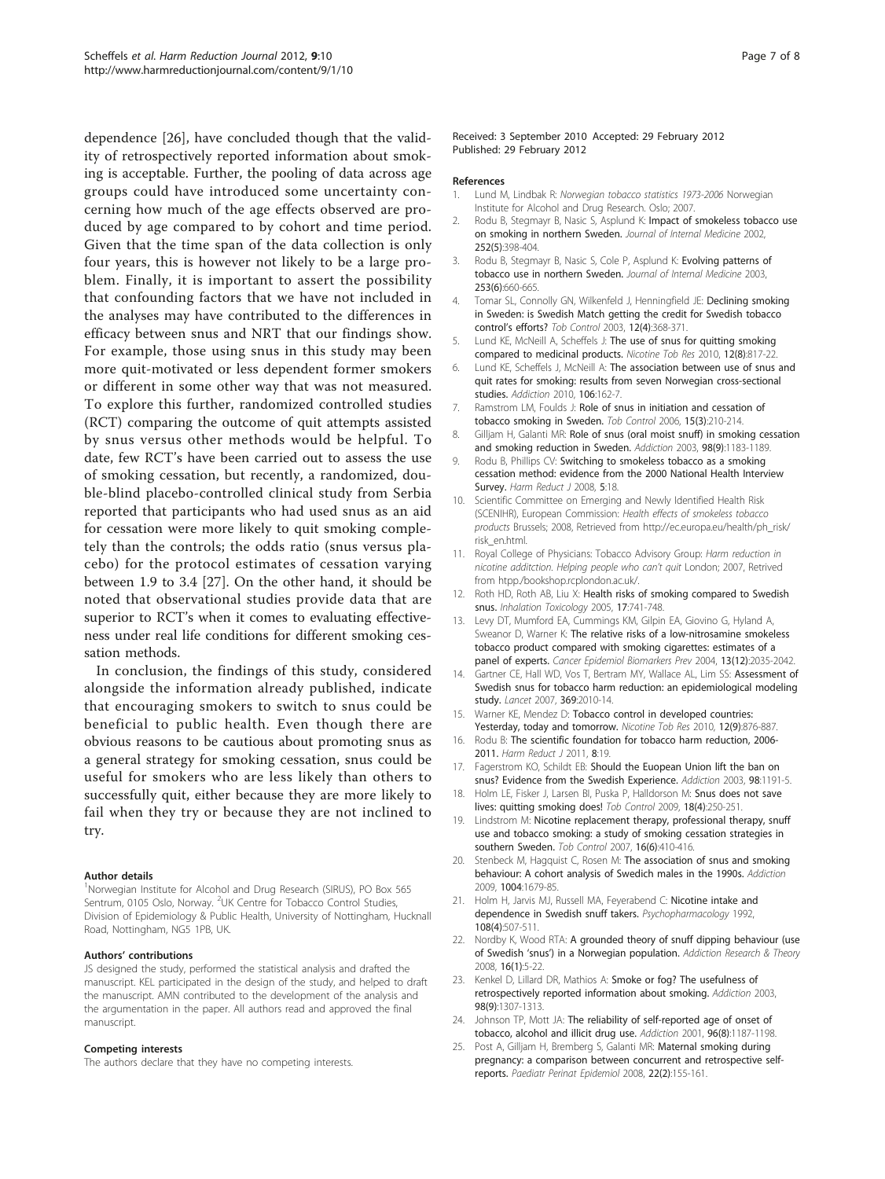dependence [26], have concluded though that the validity of retrospectively reported information about smoking is acceptable. Further, the pooling of data across age groups could have introduced some uncertainty concerning how much of the age effects observed are produced by age compared to by cohort and time period. Given that the time span of the data collection is only four years, this is however not likely to be a large problem. Finally, it is important to assert the possibility that confounding factors that we have not included in the analyses may have contributed to the differences in efficacy between snus and NRT that our findings show. For example, those using snus in this study may been more quit-motivated or less dependent former smokers or different in some other way that was not measured. To explore this further, randomized controlled studies (RCT) comparing the outcome of quit attempts assisted by snus versus other methods would be helpful. To date, few RCT's have been carried out to assess the use of smoking cessation, but recently, a randomized, double-blind placebo-controlled clinical study from Serbia reported that participants who had used snus as an aid for cessation were more likely to quit smoking completely than the controls; the odds ratio (snus versus placebo) for the protocol estimates of cessation varying between 1.9 to 3.4 [27]. On the other hand, it should be noted that observational studies provide data that are superior to RCT's when it comes to evaluating effectiveness under real life conditions for different smoking cessation methods.

In conclusion, the findings of this study, considered alongside the information already published, indicate that encouraging smokers to switch to snus could be beneficial to public health. Even though there are obvious reasons to be cautious about promoting snus as a general strategy for smoking cessation, snus could be useful for smokers who are less likely than others to successfully quit, either because they are more likely to fail when they try or because they are not inclined to try.

#### Author details

[1]Norwegian Institute for Alcohol and Drug Research (SIRUS), PO Box 565 Sentrum, 0105 Oslo, Norway. [2]UK Centre for Tobacco Control Studies, Division of Epidemiology & Public Health, University of Nottingham, Hucknall Road, Nottingham, NG5 1PB, UK.

#### Authors' contributions

JS designed the study, performed the statistical analysis and drafted the manuscript. KEL participated in the design of the study, and helped to draft the manuscript. AMN contributed to the development of the analysis and the argumentation in the paper. All authors read and approved the final manuscript.

#### Competing interests

The authors declare that they have no competing interests.

Received: 3 September 2010 Accepted: 29 February 2012
Published: 29 February 2012

#### References

1. Lund M, Lindbak R: *Norwegian tobacco statistics 1973-2006* Norwegian Institute for Alcohol and Drug Research. Oslo; 2007.
2. Rodu B, Stegmayr B, Nasic S, Asplund K: **Impact of smokeless tobacco use on smoking in northern Sweden.** *Journal of Internal Medicine* 2002, **252(5)**:398-404.
3. Rodu B, Stegmayr B, Nasic S, Cole P, Asplund K: **Evolving patterns of tobacco use in northern Sweden.** *Journal of Internal Medicine* 2003, **253(6)**:660-665.
4. Tomar SL, Connolly GN, Wilkenfeld J, Henningfield JE: **Declining smoking in Sweden: is Swedish Match getting the credit for Swedish tobacco control's efforts?** *Tob Control* 2003, **12(4)**:368-371.
5. Lund KE, McNeill A, Scheffels J: **The use of snus for quitting smoking compared to medicinal products.** *Nicotine Tob Res* 2010, **12(8)**:817-22.
6. Lund KE, Scheffels J, McNeill A: **The association between use of snus and quit rates for smoking: results from seven Norwegian cross-sectional studies.** *Addiction* 2010, **106**:162-7.
7. Ramstrom LM, Foulds J: **Role of snus in initiation and cessation of tobacco smoking in Sweden.** *Tob Control* 2006, **15(3)**:210-214.
8. Gilljam H, Galanti MR: **Role of snus (oral moist snuff) in smoking cessation and smoking reduction in Sweden.** *Addiction* 2003, **98(9)**:1183-1189.
9. Rodu B, Phillips CV: **Switching to smokeless tobacco as a smoking cessation method: evidence from the 2000 National Health Interview Survey.** *Harm Reduct J* 2008, **5**:18.
10. Scientific Committee on Emerging and Newly Identified Health Risk (SCENIHR), European Commission: *Health effects of smokeless tobacco products* Brussels; 2008, Retrieved from http://ec.europa.eu/health/ph_risk/risk_en.html.
11. Royal College of Physicians: Tobacco Advisory Group: *Harm reduction in nicotine additcion. Helping people who can't quit* London; 2007, Retrived from htpp./bookshop.rcplondon.ac.uk/.
12. Roth HD, Roth AB, Liu X: **Health risks of smoking compared to Swedish snus.** *Inhalation Toxicology* 2005, **17**:741-748.
13. Levy DT, Mumford EA, Cummings KM, Gilpin EA, Giovino G, Hyland A, Sweanor D, Warner K: **The relative risks of a low-nitrosamine smokeless tobacco product compared with smoking cigarettes: estimates of a panel of experts.** *Cancer Epidemiol Biomarkers Prev* 2004, **13(12)**:2035-2042.
14. Gartner CE, Hall WD, Vos T, Bertram MY, Wallace AL, Lim SS: **Assessment of Swedish snus for tobacco harm reduction: an epidemiological modeling study.** *Lancet* 2007, **369**:2010-14.
15. Warner KE, Mendez D: **Tobacco control in developed countries: Yesterday, today and tomorrow.** *Nicotine Tob Res* 2010, **12(9)**:876-887.
16. Rodu B: **The scientific foundation for tobacco harm reduction, 2006-2011.** *Harm Reduct J* 2011, **8**:19.
17. Fagerstrom KO, Schildt EB: **Should the Euopean Union lift the ban on snus? Evidence from the Swedish Experience.** *Addiction* 2003, **98**:1191-5.
18. Holm LE, Fisker J, Larsen BI, Puska P, Halldorson M: **Snus does not save lives: quitting smoking does!** *Tob Control* 2009, **18(4)**:250-251.
19. Lindstrom M: **Nicotine replacement therapy, professional therapy, snuff use and tobacco smoking: a study of smoking cessation strategies in southern Sweden.** *Tob Control* 2007, **16(6)**:410-416.
20. Stenbeck M, Hagquist C, Rosen M: **The association of snus and smoking behaviour: A cohort analysis of Swedich males in the 1990s.** *Addiction* 2009, **1004**:1679-85.
21. Holm H, Jarvis MJ, Russell MA, Feyerabend C: **Nicotine intake and dependence in Swedish snuff takers.** *Psychopharmacology* 1992, **108(4)**:507-511.
22. Nordby K, Wood RTA: **A grounded theory of snuff dipping behaviour (use of Swedish 'snus') in a Norwegian population.** *Addiction Research & Theory* 2008, **16(1)**:5-22.
23. Kenkel D, Lillard DR, Mathios A: **Smoke or fog? The usefulness of retrospectively reported information about smoking.** *Addiction* 2003, **98(9)**:1307-1313.
24. Johnson TP, Mott JA: **The reliability of self-reported age of onset of tobacco, alcohol and illicit drug use.** *Addiction* 2001, **96(8)**:1187-1198.
25. Post A, Gilljam H, Bremberg S, Galanti MR: **Maternal smoking during pregnancy: a comparison between concurrent and retrospective self-reports.** *Paediatr Perinat Epidemiol* 2008, **22(2)**:155-161.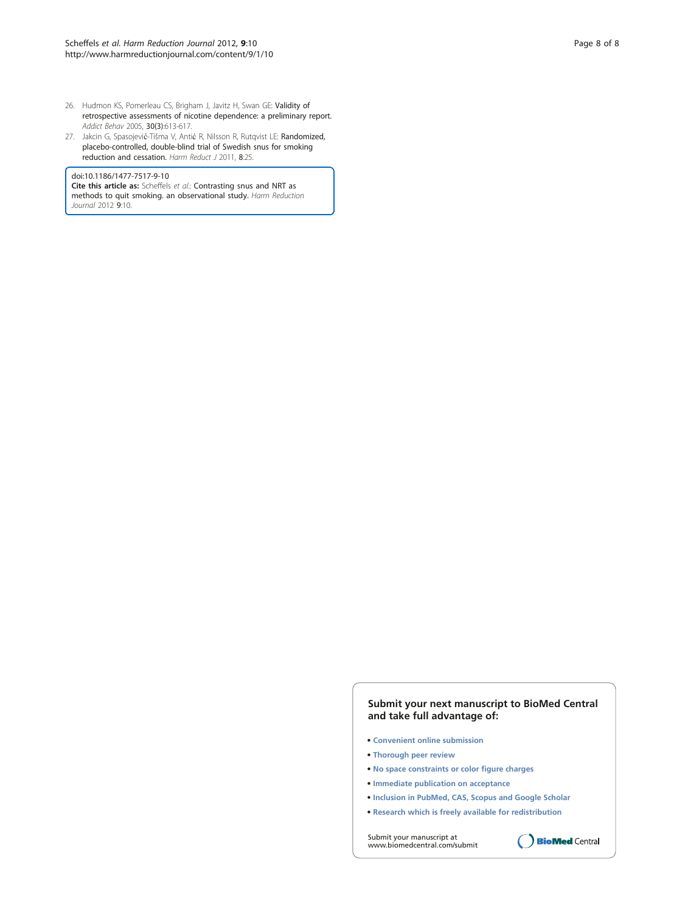26. Hudmon KS, Pomerleau CS, Brigham J, Javitz H, Swan GE: **Validity of retrospective assessments of nicotine dependence: a preliminary report.** *Addict Behav* 2005, **30(3)**:613-617.
27. Jakcin G, Spasojević-Tišma V, Antić R, Nilsson R, Rutqvist LE: **Randomized, placebo-controlled, double-blind trial of Swedish snus for smoking reduction and cessation.** *Harm Reduct J* 2011, **8**:25.

doi:10.1186/1477-7517-9-10
**Cite this article as:** Scheffels *et al.*: Contrasting snus and NRT as methods to quit smoking. an observational study. *Harm Reduction Journal* 2012 **9**:10.

**Submit your next manuscript to BioMed Central and take full advantage of:**

- **Convenient online submission**
- **Thorough peer review**
- **No space constraints or color figure charges**
- **Immediate publication on acceptance**
- **Inclusion in PubMed, CAS, Scopus and Google Scholar**
- **Research which is freely available for redistribution**

Submit your manuscript at
www.biomedcentral.com/submit

BioMed Central